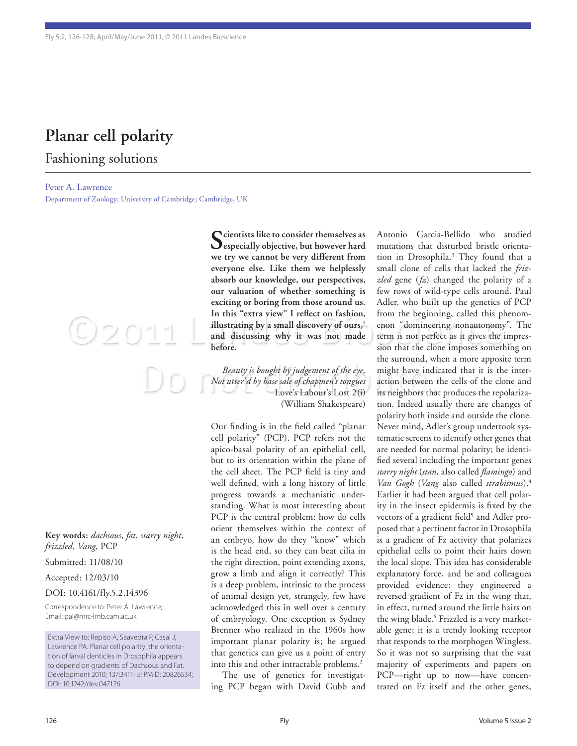# Planar cell polarity

## Fashioning solutions

Peter A. Lawrence

Department of Zoology; University of Cambridge; Cambridge, UK

**Key words:** *dachsous*, *fat*, *starry night*, *frizzled*, *Vang*, PCP

Submitted: 11/08/10

Accepted: 12/03/10

DOI: 10.4161/fly.5.2.14396

Correspondence to: Peter A. Lawrence; Email: pal@mrc-lmb.cam.ac.uk

Extra View to: Repiso A, Saavedra P, Casal J, Lawrence PA. Planar cell polarity: the orientation of larval denticles in Drosophila appears to depend on gradients of Dachsous and Fat. Development 2010; 137:3411–5; PMID: 20826534; DOI: 10.1242/dev.047126.

**Scientists like to consider themselves as especially objective, but however hard we try we cannot be very different from everyone else. Like them we helplessly absorb our knowledge, our perspectives, our valuation of whether something is exciting or boring from those around us. In this "extra view" I reflect on fashion, illustrating by a small discovery of ours,[1] and discussing why it was not made before.**

*Beauty is bought by judgement of the eye,*
*Not utter'd by base sale of chapmen's tongues*
Love's Labour's Lost 2(i)
(William Shakespeare)

Our finding is in the field called "planar cell polarity" (PCP). PCP refers not the apico-basal polarity of an epithelial cell, but to its orientation within the plane of the cell sheet. The PCP field is tiny and well defined, with a long history of little progress towards a mechanistic understanding. What is most interesting about PCP is the central problem: how do cells orient themselves within the context of an embryo, how do they "know" which is the head end, so they can beat cilia in the right direction, point extending axons, grow a limb and align it correctly? This is a deep problem, intrinsic to the process of animal design yet, strangely, few have acknowledged this in well over a century of embryology. One exception is Sydney Brenner who realized in the 1960s how important planar polarity is; he argued that genetics can give us a point of entry into this and other intractable problems.[2]

The use of genetics for investigating PCP began with David Gubb and Antonio Garcia-Bellido who studied mutations that disturbed bristle orientation in Drosophila.[3] They found that a small clone of cells that lacked the *frizzled* gene (*fz*) changed the polarity of a few rows of wild-type cells around. Paul Adler, who built up the genetics of PCP from the beginning, called this phenomenon "domineering nonautonomy". The term is not perfect as it gives the impression that the clone imposes something on the surround, when a more apposite term might have indicated that it is the interaction between the cells of the clone and its neighbors that produces the repolarization. Indeed usually there are changes of polarity both inside and outside the clone. Never mind, Adler's group undertook systematic screens to identify other genes that are needed for normal polarity; he identified several including the important genes *starry night* (*stan,* also called *flamingo*) and *Van Gogh* (*Vang* also called *strabismus*).[4] Earlier it had been argued that cell polarity in the insect epidermis is fixed by the vectors of a gradient field[5] and Adler proposed that a pertinent factor in Drosophila is a gradient of Fz activity that polarizes epithelial cells to point their hairs down the local slope. This idea has considerable explanatory force, and he and colleagues provided evidence: they engineered a reversed gradient of Fz in the wing that, in effect, turned around the little hairs on the wing blade.[6] Frizzled is a very marketable gene; it is a trendy looking receptor that responds to the morphogen Wingless. So it was not so surprising that the vast majority of experiments and papers on PCP—right up to now—have concentrated on Fz itself and the other genes,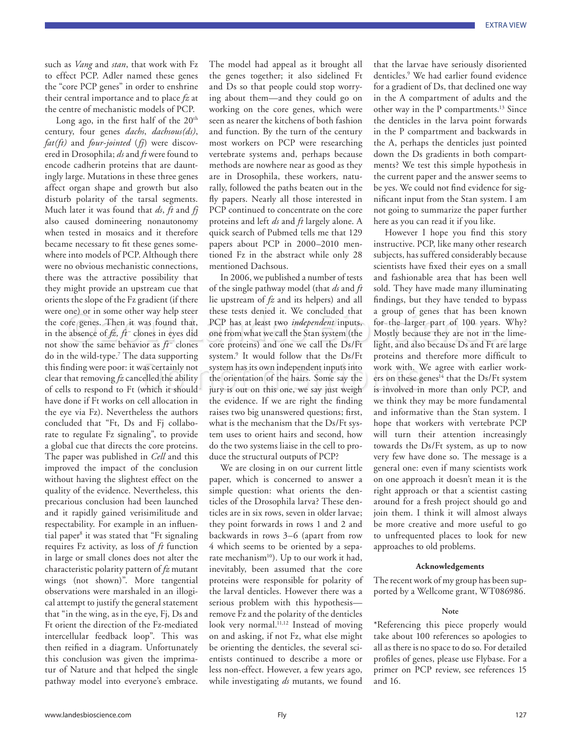such as *Vang* and *stan*, that work with Fz to effect PCP. Adler named these genes the "core PCP genes" in order to enshrine their central importance and to place *fz* at the centre of mechanistic models of PCP.

Long ago, in the first half of the 20th century, four genes *dachs*, *dachsous(ds)*, *fat(ft)* and *four-jointed* (*fj*) were discovered in Drosophila; *ds* and *ft* were found to encode cadherin proteins that are dauntingly large. Mutations in these three genes affect organ shape and growth but also disturb polarity of the tarsal segments. Much later it was found that *ds*, *ft* and *fj* also caused domineering nonautonomy when tested in mosaics and it therefore became necessary to fit these genes somewhere into models of PCP. Although there were no obvious mechanistic connections, there was the attractive possibility that they might provide an upstream cue that orients the slope of the Fz gradient (if there were one) or in some other way help steer the core genes. Then it was found that, in the absence of *fz*, *ft*⁻ clones in eyes did not show the same behavior as *ft*⁻ clones do in the wild-type.[7] The data supporting this finding were poor: it was certainly not clear that removing *fz* cancelled the ability of cells to respond to Ft (which it should have done if Ft works on cell allocation in the eye via Fz). Nevertheless the authors concluded that "Ft, Ds and Fj collaborate to regulate Fz signaling", to provide a global cue that directs the core proteins. The paper was published in *Cell* and this improved the impact of the conclusion without having the slightest effect on the quality of the evidence. Nevertheless, this precarious conclusion had been launched and it rapidly gained verisimilitude and respectability. For example in an influential paper[8] it was stated that "Ft signaling requires Fz activity, as loss of *ft* function in large or small clones does not alter the characteristic polarity pattern of *fz* mutant wings (not shown)". More tangential observations were marshaled in an illogical attempt to justify the general statement that "in the wing, as in the eye, Fj, Ds and Ft orient the direction of the Fz-mediated intercellular feedback loop". This was then reified in a diagram. Unfortunately this conclusion was given the imprimatur of Nature and that helped the single pathway model into everyone's embrace.

The model had appeal as it brought all the genes together; it also sidelined Ft and Ds so that people could stop worrying about them—and they could go on working on the core genes, which were seen as nearer the kitchens of both fashion and function. By the turn of the century most workers on PCP were researching vertebrate systems and, perhaps because methods are nowhere near as good as they are in Drosophila, these workers, naturally, followed the paths beaten out in the fly papers. Nearly all those interested in PCP continued to concentrate on the core proteins and left *ds* and *ft* largely alone. A quick search of Pubmed tells me that 129 papers about PCP in 2000–2010 mentioned Fz in the abstract while only 28 mentioned Dachsous.

In 2006, we published a number of tests of the single pathway model (that *ds* and *ft* lie upstream of *fz* and its helpers) and all these tests denied it. We concluded that PCP has at least two *independent* inputs, one from what we call the Stan system (the core proteins) and one we call the Ds/Ft system.[9] It would follow that the Ds/Ft system has its own independent inputs into the orientation of the hairs. Some say the jury is out on this one, we say just weigh the evidence. If we are right the finding raises two big unanswered questions; first, what is the mechanism that the Ds/Ft system uses to orient hairs and second, how do the two systems liaise in the cell to produce the structural outputs of PCP?

We are closing in on our current little paper, which is concerned to answer a simple question: what orients the denticles of the Drosophila larva? These denticles are in six rows, seven in older larvae; they point forwards in rows 1 and 2 and backwards in rows 3–6 (apart from row 4 which seems to be oriented by a separate mechanism[10]). Up to our work it had, inevitably, been assumed that the core proteins were responsible for polarity of the larval denticles. However there was a serious problem with this hypothesis—remove Fz and the polarity of the denticles look very normal.[11,12] Instead of moving on and asking, if not Fz, what else might be orienting the denticles, the several scientists continued to describe a more or less non-effect. However, a few years ago, while investigating *ds* mutants, we found that the larvae have seriously disoriented denticles.[9] We had earlier found evidence for a gradient of Ds, that declined one way in the A compartment of adults and the other way in the P compartments.[13] Since the denticles in the larva point forwards in the P compartment and backwards in the A, perhaps the denticles just pointed down the Ds gradients in both compartments? We test this simple hypothesis in the current paper and the answer seems to be yes. We could not find evidence for significant input from the Stan system. I am not going to summarize the paper further here as you can read it if you like.

However I hope you find this story instructive. PCP, like many other research subjects, has suffered considerably because scientists have fixed their eyes on a small and fashionable area that has been well sold. They have made many illuminating findings, but they have tended to bypass a group of genes that has been known for the larger part of 100 years. Why? Mostly because they are not in the limelight, and also because Ds and Ft are large proteins and therefore more difficult to work with. We agree with earlier workers on these genes[14] that the Ds/Ft system is involved in more than only PCP, and we think they may be more fundamental and informative than the Stan system. I hope that workers with vertebrate PCP will turn their attention increasingly towards the Ds/Ft system, as up to now very few have done so. The message is a general one: even if many scientists work on one approach it doesn't mean it is the right approach or that a scientist casting around for a fresh project should go and join them. I think it will almost always be more creative and more useful to go to unfrequented places to look for new approaches to old problems.

#### Acknowledgements

The recent work of my group has been supported by a Wellcome grant, WT086986.

#### Note

*Referencing this piece properly would take about 100 references so apologies to all as there is no space to do so. For detailed profiles of genes, please use Flybase. For a primer on PCP review, see references 15 and 16.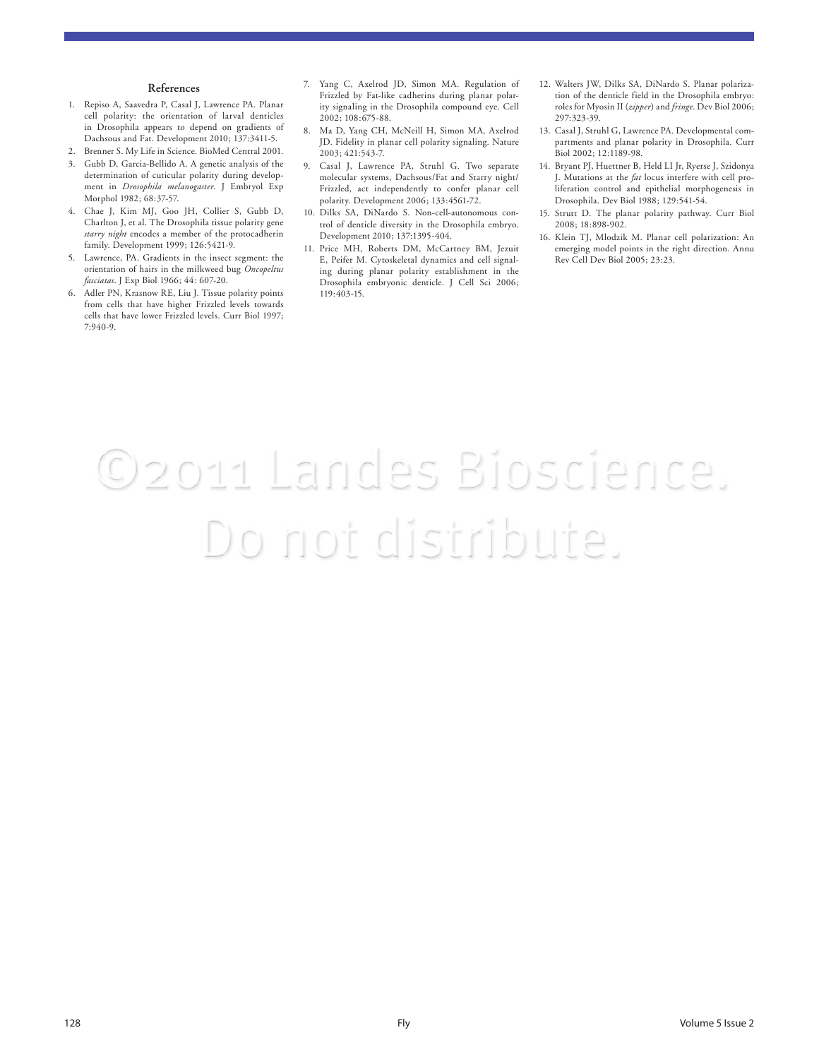### References

1. Repiso A, Saavedra P, Casal J, Lawrence PA. Planar cell polarity: the orientation of larval denticles in Drosophila appears to depend on gradients of Dachsous and Fat. Development 2010; 137:3411-5.
2. Brenner S. My Life in Science. BioMed Central 2001.
3. Gubb D, Garcia-Bellido A. A genetic analysis of the determination of cuticular polarity during development in *Drosophila melanogaster*. J Embryol Exp Morphol 1982; 68:37-57.
4. Chae J, Kim MJ, Goo JH, Collier S, Gubb D, Charlton J, et al. The Drosophila tissue polarity gene *starry night* encodes a member of the protocadherin family. Development 1999; 126:5421-9.
5. Lawrence, PA. Gradients in the insect segment: the orientation of hairs in the milkweed bug *Oncopeltus fasciatas*. J Exp Biol 1966; 44: 607-20.
6. Adler PN, Krasnow RE, Liu J. Tissue polarity points from cells that have higher Frizzled levels towards cells that have lower Frizzled levels. Curr Biol 1997; 7:940-9.
7. Yang C, Axelrod JD, Simon MA. Regulation of Frizzled by Fat-like cadherins during planar polarity signaling in the Drosophila compound eye. Cell 2002; 108:675-88.
8. Ma D, Yang CH, McNeill H, Simon MA, Axelrod JD. Fidelity in planar cell polarity signaling. Nature 2003; 421:543-7.
9. Casal J, Lawrence PA, Struhl G. Two separate molecular systems, Dachsous/Fat and Starry night/Frizzled, act independently to confer planar cell polarity. Development 2006; 133:4561-72.
10. Dilks SA, DiNardo S. Non-cell-autonomous control of denticle diversity in the Drosophila embryo. Development 2010; 137:1395-404.
11. Price MH, Roberts DM, McCartney BM, Jezuit E, Peifer M. Cytoskeletal dynamics and cell signaling during planar polarity establishment in the Drosophila embryonic denticle. J Cell Sci 2006; 119:403-15.
12. Walters JW, Dilks SA, DiNardo S. Planar polarization of the denticle field in the Drosophila embryo: roles for Myosin II (*zipper*) and *fringe*. Dev Biol 2006; 297:323-39.
13. Casal J, Struhl G, Lawrence PA. Developmental compartments and planar polarity in Drosophila. Curr Biol 2002; 12:1189-98.
14. Bryant PJ, Huettner B, Held LI Jr, Ryerse J, Szidonya J. Mutations at the *fat* locus interfere with cell proliferation control and epithelial morphogenesis in Drosophila. Dev Biol 1988; 129:541-54.
15. Strutt D. The planar polarity pathway. Curr Biol 2008; 18:898-902.
16. Klein TJ, Mlodzik M. Planar cell polarization: An emerging model points in the right direction. Annu Rev Cell Dev Biol 2005; 23:23.